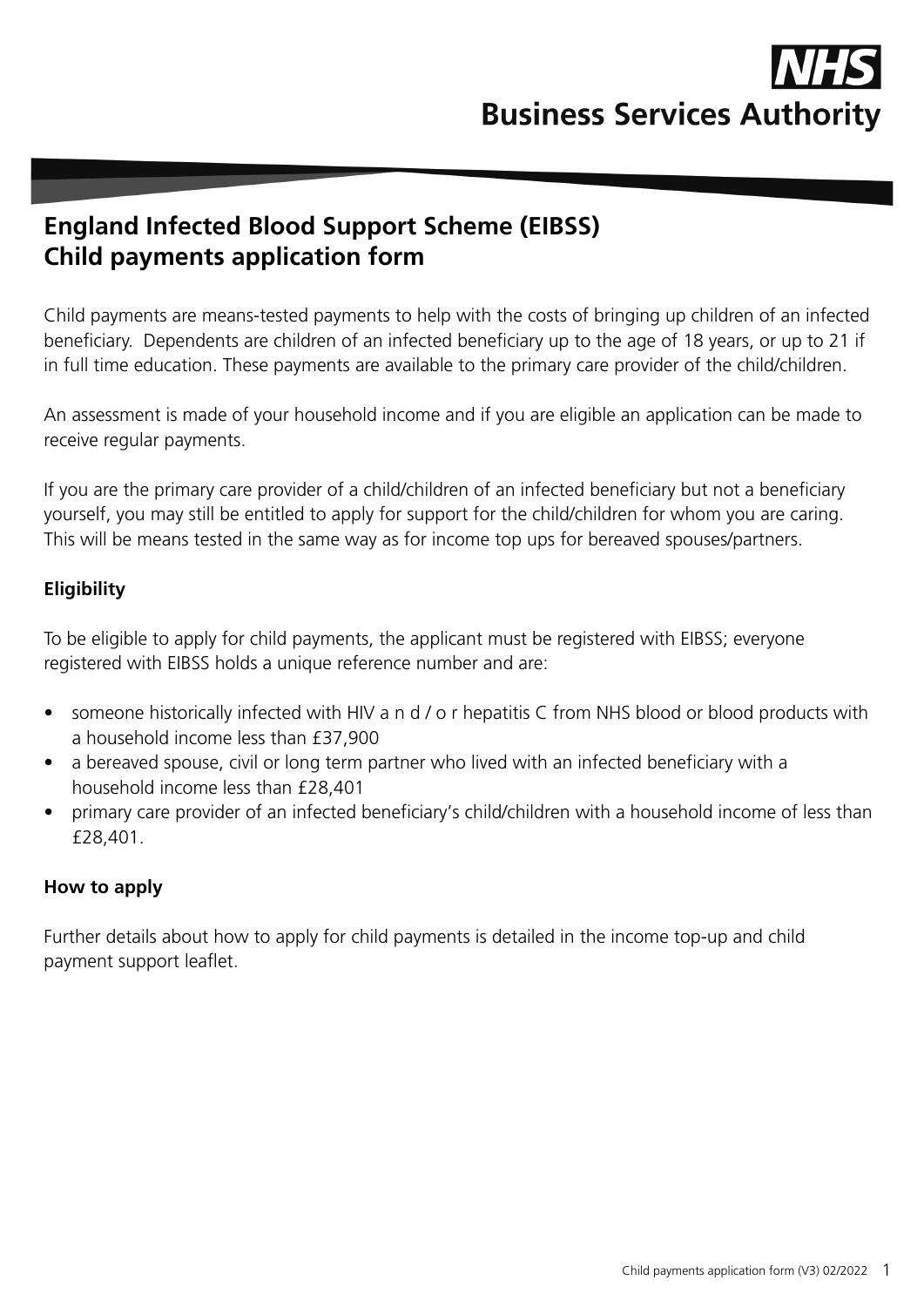NHS Business Services Authority

# England Infected Blood Support Scheme (EIBSS) Child payments application form

Child payments are means-tested payments to help with the costs of bringing up children of an infected beneficiary. Dependents are children of an infected beneficiary up to the age of 18 years, or up to 21 if in full time education. These payments are available to the primary care provider of the child/children.

An assessment is made of your household income and if you are eligible an application can be made to receive regular payments.

If you are the primary care provider of a child/children of an infected beneficiary but not a beneficiary yourself, you may still be entitled to apply for support for the child/children for whom you are caring. This will be means tested in the same way as for income top ups for bereaved spouses/partners.

## Eligibility

To be eligible to apply for child payments, the applicant must be registered with EIBSS; everyone registered with EIBSS holds a unique reference number and are:

- someone historically infected with HIV a n d / o r hepatitis C from NHS blood or blood products with a household income less than £37,900
- a bereaved spouse, civil or long term partner who lived with an infected beneficiary with a household income less than £28,401
- primary care provider of an infected beneficiary's child/children with a household income of less than £28,401.

## How to apply

Further details about how to apply for child payments is detailed in the income top-up and child payment support leaflet.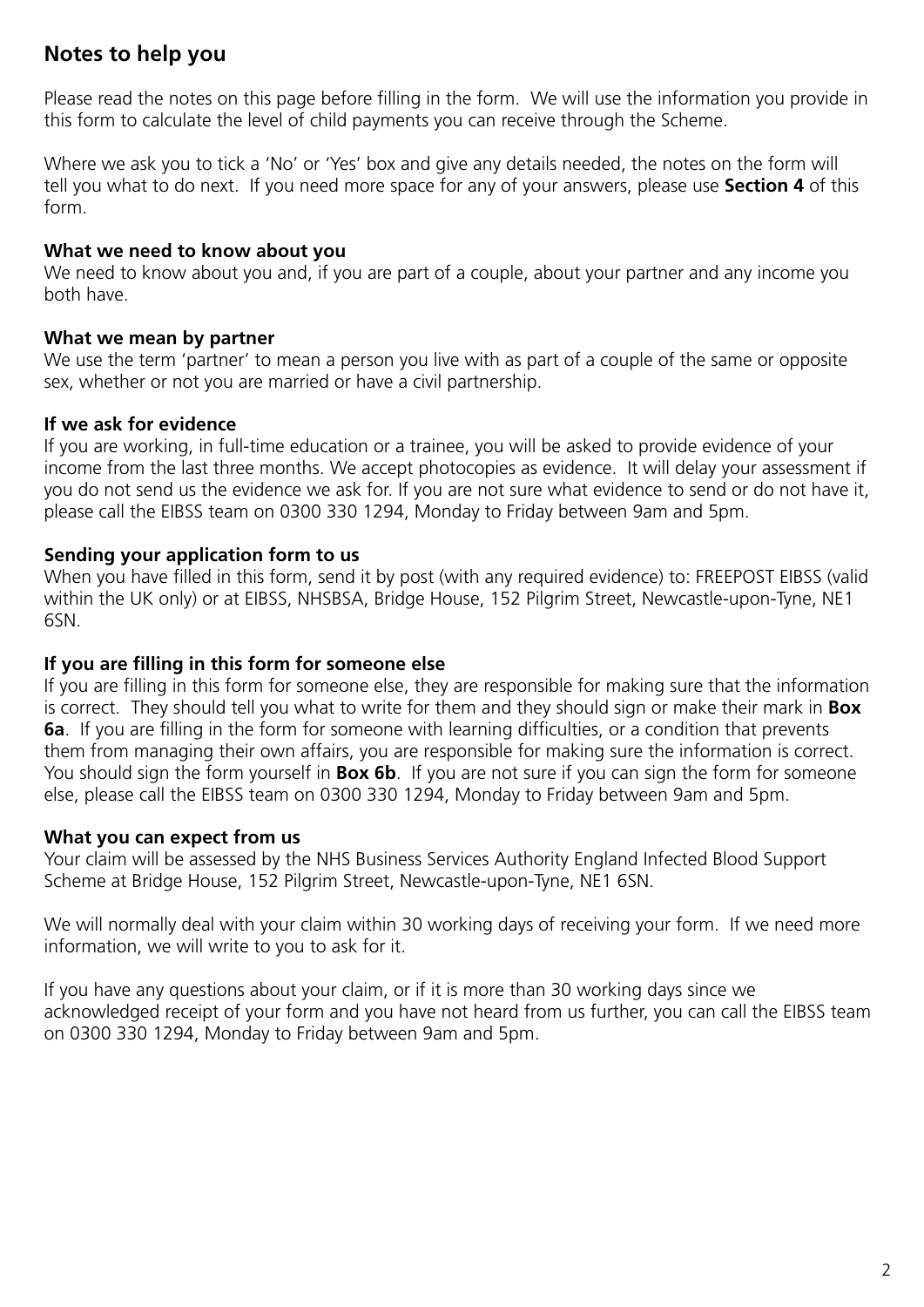## Notes to help you

Please read the notes on this page before filling in the form. We will use the information you provide in this form to calculate the level of child payments you can receive through the Scheme.

Where we ask you to tick a 'No' or 'Yes' box and give any details needed, the notes on the form will tell you what to do next. If you need more space for any of your answers, please use **Section 4** of this form.

### What we need to know about you

We need to know about you and, if you are part of a couple, about your partner and any income you both have.

### What we mean by partner

We use the term 'partner' to mean a person you live with as part of a couple of the same or opposite sex, whether or not you are married or have a civil partnership.

### If we ask for evidence

If you are working, in full-time education or a trainee, you will be asked to provide evidence of your income from the last three months. We accept photocopies as evidence. It will delay your assessment if you do not send us the evidence we ask for. If you are not sure what evidence to send or do not have it, please call the EIBSS team on 0300 330 1294, Monday to Friday between 9am and 5pm.

### Sending your application form to us

When you have filled in this form, send it by post (with any required evidence) to: FREEPOST EIBSS (valid within the UK only) or at EIBSS, NHSBSA, Bridge House, 152 Pilgrim Street, Newcastle-upon-Tyne, NE1 6SN.

### If you are filling in this form for someone else

If you are filling in this form for someone else, they are responsible for making sure that the information is correct. They should tell you what to write for them and they should sign or make their mark in **Box 6a**. If you are filling in the form for someone with learning difficulties, or a condition that prevents them from managing their own affairs, you are responsible for making sure the information is correct. You should sign the form yourself in **Box 6b**. If you are not sure if you can sign the form for someone else, please call the EIBSS team on 0300 330 1294, Monday to Friday between 9am and 5pm.

### What you can expect from us

Your claim will be assessed by the NHS Business Services Authority England Infected Blood Support Scheme at Bridge House, 152 Pilgrim Street, Newcastle-upon-Tyne, NE1 6SN.

We will normally deal with your claim within 30 working days of receiving your form. If we need more information, we will write to you to ask for it.

If you have any questions about your claim, or if it is more than 30 working days since we acknowledged receipt of your form and you have not heard from us further, you can call the EIBSS team on 0300 330 1294, Monday to Friday between 9am and 5pm.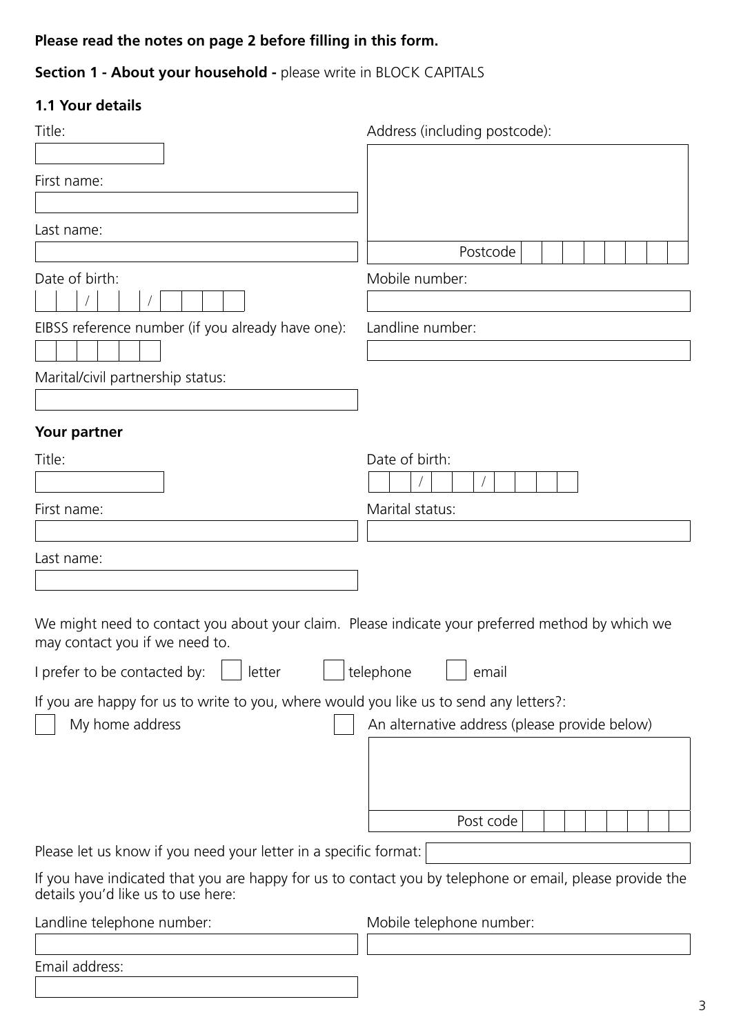**Please read the notes on page 2 before filling in this form.**

**Section 1 - About your household -** please write in BLOCK CAPITALS

### 1.1 Your details

Title:

First name:

Last name:

Date of birth: \_\_ \_\_ / \_\_ \_\_ / \_\_ \_\_ \_\_ \_\_

EIBSS reference number (if you already have one):

Marital/civil partnership status:

Address (including postcode):

Postcode

Mobile number:

Landline number:

### Your partner

Title:

First name:

Last name:

Date of birth: \_\_ \_\_ / \_\_ \_\_ / \_\_ \_\_ \_\_ \_\_

Marital status:

We might need to contact you about your claim. Please indicate your preferred method by which we may contact you if we need to.

I prefer to be contacted by: ☐ letter ☐ telephone ☐ email

If you are happy for us to write to you, where would you like us to send any letters?:

☐ My home address

☐ An alternative address (please provide below)

Post code

Please let us know if you need your letter in a specific format:

If you have indicated that you are happy for us to contact you by telephone or email, please provide the details you'd like us to use here:

Landline telephone number:

Mobile telephone number:

Email address: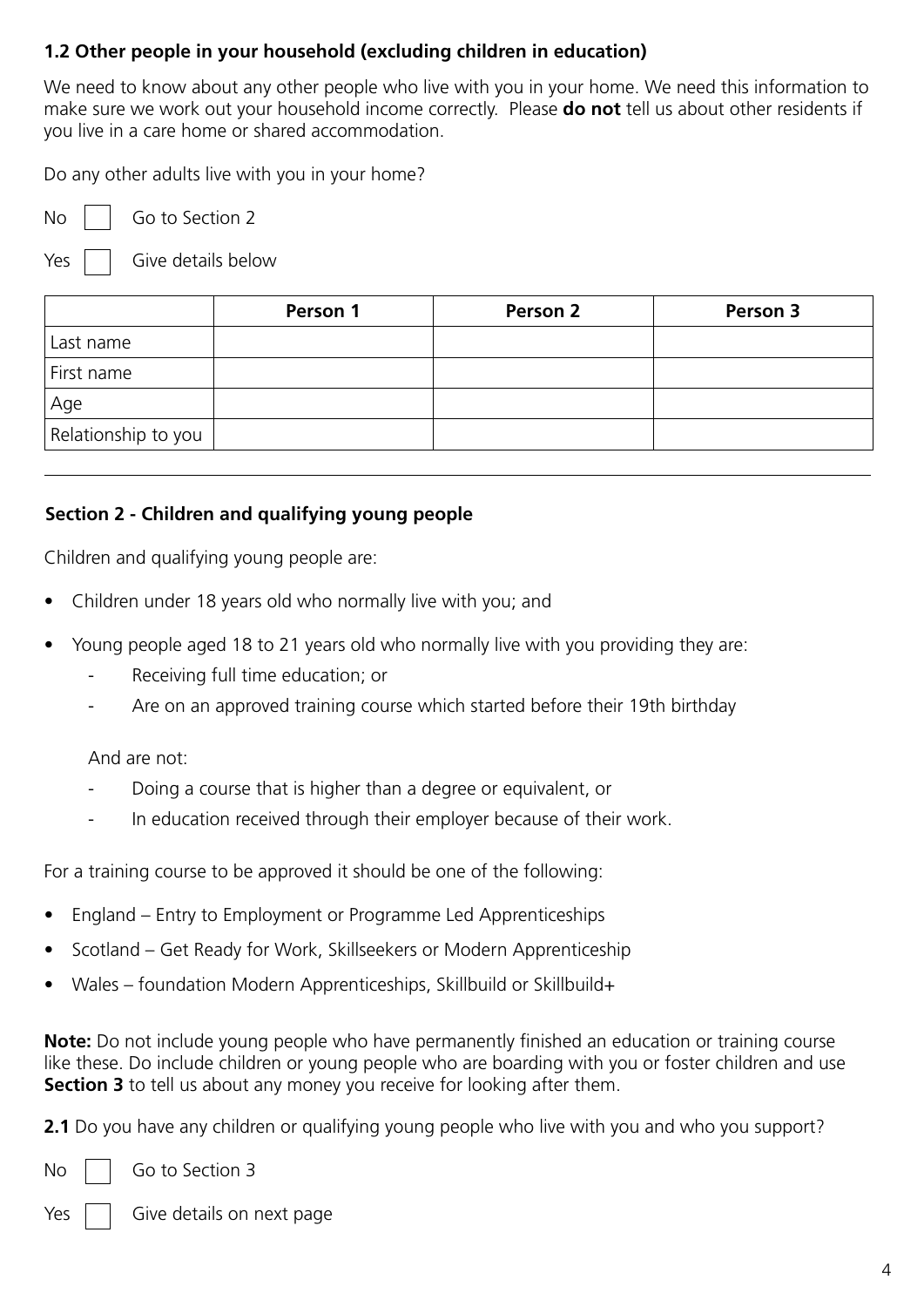### 1.2 Other people in your household (excluding children in education)

We need to know about any other people who live with you in your home. We need this information to make sure we work out your household income correctly. Please **do not** tell us about other residents if you live in a care home or shared accommodation.

Do any other adults live with you in your home?

No ☐ Go to Section 2

Yes ☐ Give details below

| | Person 1 | Person 2 | Person 3 |
|---|---|---|---|
| Last name | | | |
| First name | | | |
| Age | | | |
| Relationship to you | | | |

---

### Section 2 - Children and qualifying young people

Children and qualifying young people are:

- Children under 18 years old who normally live with you; and
- Young people aged 18 to 21 years old who normally live with you providing they are:
  - Receiving full time education; or
  - Are on an approved training course which started before their 19th birthday

  And are not:
  - Doing a course that is higher than a degree or equivalent, or
  - In education received through their employer because of their work.

For a training course to be approved it should be one of the following:

- England – Entry to Employment or Programme Led Apprenticeships
- Scotland – Get Ready for Work, Skillseekers or Modern Apprenticeship
- Wales – foundation Modern Apprenticeships, Skillbuild or Skillbuild+

**Note:** Do not include young people who have permanently finished an education or training course like these. Do include children or young people who are boarding with you or foster children and use **Section 3** to tell us about any money you receive for looking after them.

**2.1** Do you have any children or qualifying young people who live with you and who you support?

No ☐ Go to Section 3

Yes ☐ Give details on next page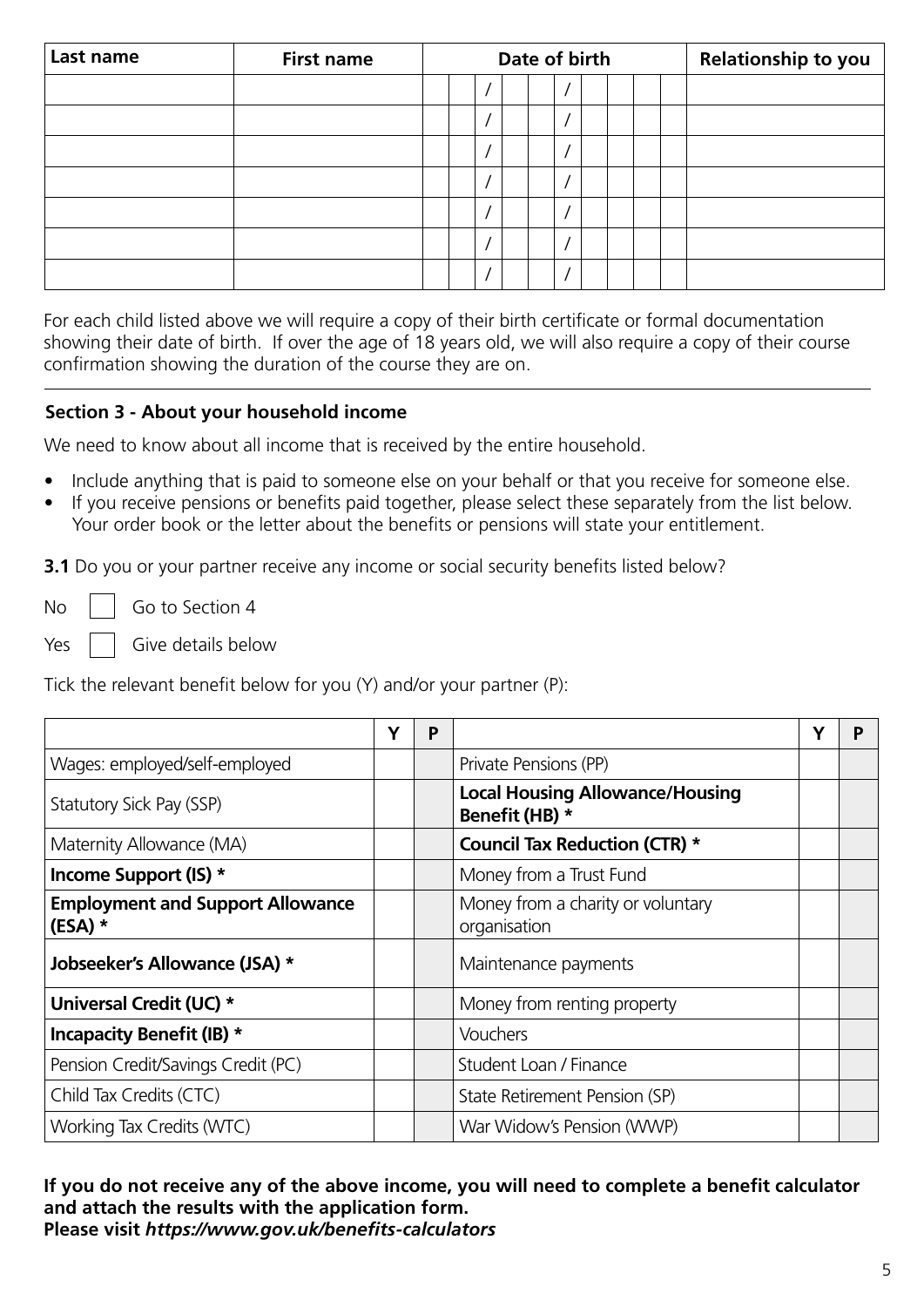| Last name | First name | Date of birth | Relationship to you |
|---|---|---|---|
| | | / / | |
| | | / / | |
| | | / / | |
| | | / / | |
| | | / / | |
| | | / / | |
| | | / / | |

For each child listed above we will require a copy of their birth certificate or formal documentation showing their date of birth. If over the age of 18 years old, we will also require a copy of their course confirmation showing the duration of the course they are on.

---

### Section 3 - About your household income

We need to know about all income that is received by the entire household.

- Include anything that is paid to someone else on your behalf or that you receive for someone else.
- If you receive pensions or benefits paid together, please select these separately from the list below. Your order book or the letter about the benefits or pensions will state your entitlement.

**3.1** Do you or your partner receive any income or social security benefits listed below?

No ☐ Go to Section 4

Yes ☐ Give details below

Tick the relevant benefit below for you (Y) and/or your partner (P):

| | Y | P | | Y | P |
|---|---|---|---|---|---|
| Wages: employed/self-employed | | | Private Pensions (PP) | | |
| Statutory Sick Pay (SSP) | | | **Local Housing Allowance/Housing Benefit (HB) *** | | |
| Maternity Allowance (MA) | | | **Council Tax Reduction (CTR) *** | | |
| **Income Support (IS) *** | | | Money from a Trust Fund | | |
| **Employment and Support Allowance (ESA) *** | | | Money from a charity or voluntary organisation | | |
| **Jobseeker's Allowance (JSA) *** | | | Maintenance payments | | |
| **Universal Credit (UC) *** | | | Money from renting property | | |
| **Incapacity Benefit (IB) *** | | | Vouchers | | |
| Pension Credit/Savings Credit (PC) | | | Student Loan / Finance | | |
| Child Tax Credits (CTC) | | | State Retirement Pension (SP) | | |
| Working Tax Credits (WTC) | | | War Widow's Pension (WWP) | | |

**If you do not receive any of the above income, you will need to complete a benefit calculator and attach the results with the application form.**
**Please visit *https://www.gov.uk/benefits-calculators***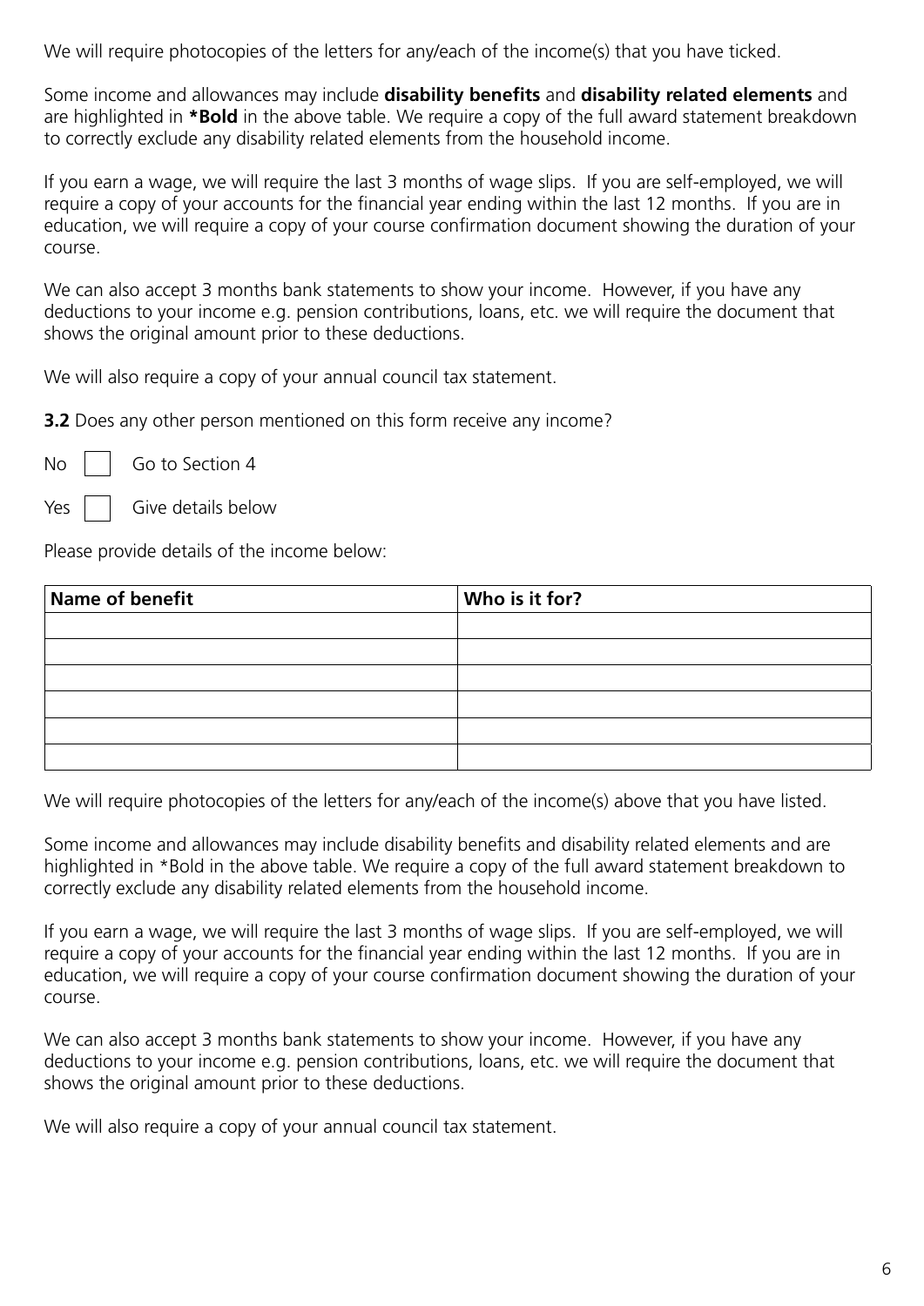We will require photocopies of the letters for any/each of the income(s) that you have ticked.

Some income and allowances may include **disability benefits** and **disability related elements** and are highlighted in ***Bold** in the above table. We require a copy of the full award statement breakdown to correctly exclude any disability related elements from the household income.

If you earn a wage, we will require the last 3 months of wage slips. If you are self-employed, we will require a copy of your accounts for the financial year ending within the last 12 months. If you are in education, we will require a copy of your course confirmation document showing the duration of your course.

We can also accept 3 months bank statements to show your income. However, if you have any deductions to your income e.g. pension contributions, loans, etc. we will require the document that shows the original amount prior to these deductions.

We will also require a copy of your annual council tax statement.

**3.2** Does any other person mentioned on this form receive any income?

No ☐ Go to Section 4

Yes ☐ Give details below

Please provide details of the income below:

| Name of benefit | Who is it for? |
|---|---|
| | |
| | |
| | |
| | |
| | |
| | |

We will require photocopies of the letters for any/each of the income(s) above that you have listed.

Some income and allowances may include disability benefits and disability related elements and are highlighted in *Bold in the above table. We require a copy of the full award statement breakdown to correctly exclude any disability related elements from the household income.

If you earn a wage, we will require the last 3 months of wage slips. If you are self-employed, we will require a copy of your accounts for the financial year ending within the last 12 months. If you are in education, we will require a copy of your course confirmation document showing the duration of your course.

We can also accept 3 months bank statements to show your income. However, if you have any deductions to your income e.g. pension contributions, loans, etc. we will require the document that shows the original amount prior to these deductions.

We will also require a copy of your annual council tax statement.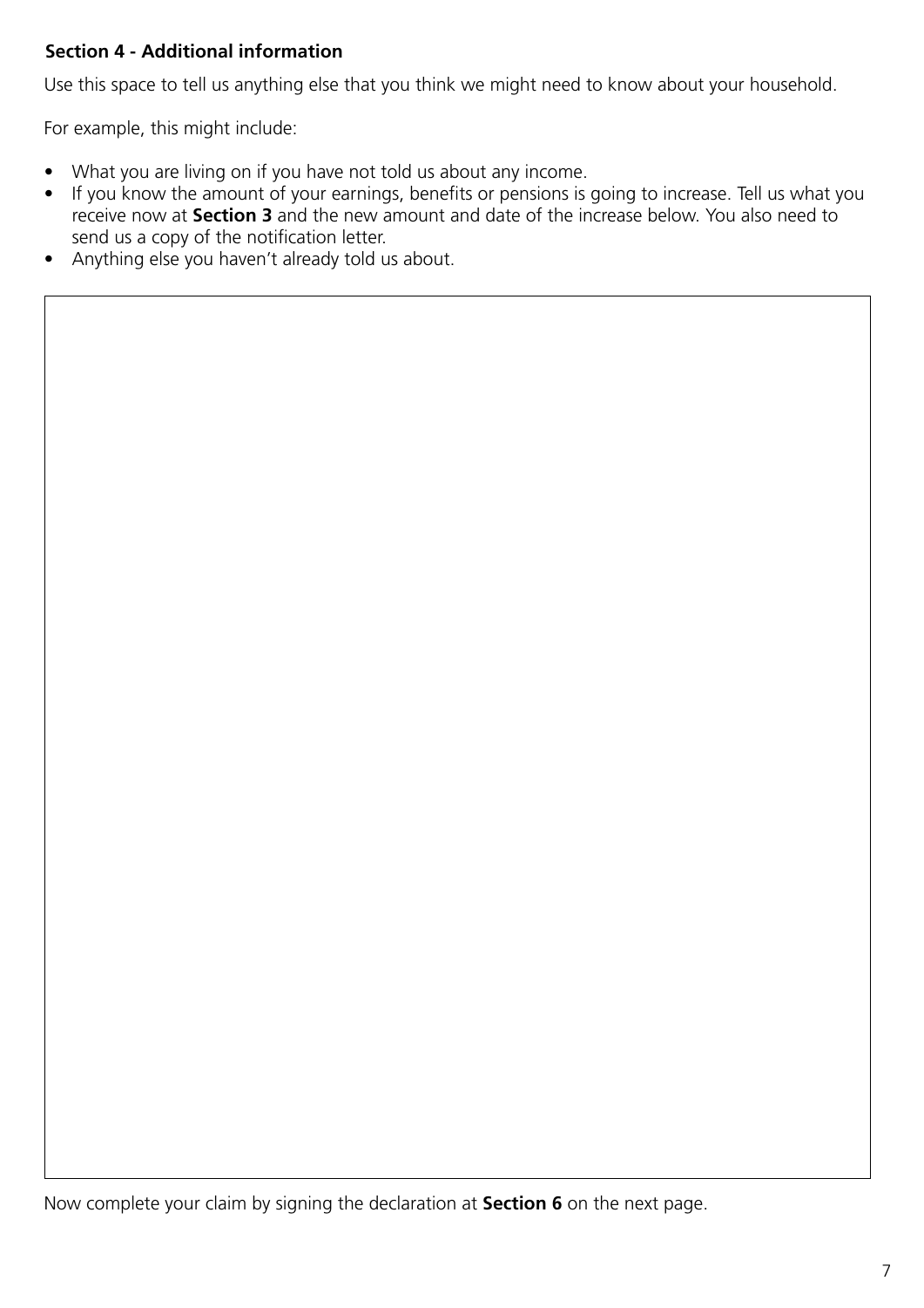## Section 4 - Additional information

Use this space to tell us anything else that you think we might need to know about your household.

For example, this might include:

- What you are living on if you have not told us about any income.
- If you know the amount of your earnings, benefits or pensions is going to increase. Tell us what you receive now at **Section 3** and the new amount and date of the increase below. You also need to send us a copy of the notification letter.
- Anything else you haven't already told us about.

Now complete your claim by signing the declaration at **Section 6** on the next page.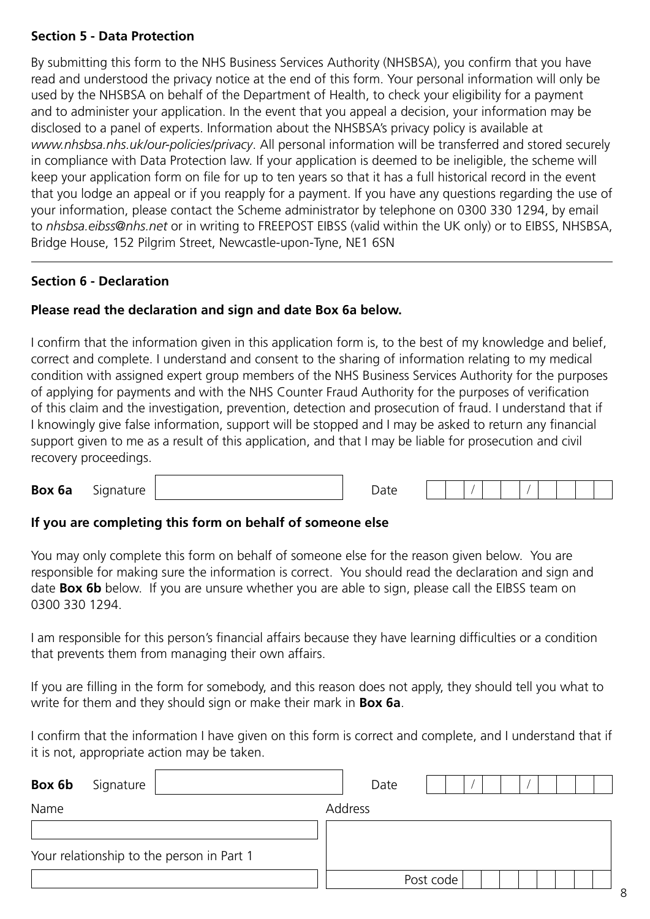**Section 5 - Data Protection**

By submitting this form to the NHS Business Services Authority (NHSBSA), you confirm that you have read and understood the privacy notice at the end of this form. Your personal information will only be used by the NHSBSA on behalf of the Department of Health, to check your eligibility for a payment and to administer your application. In the event that you appeal a decision, your information may be disclosed to a panel of experts. Information about the NHSBSA's privacy policy is available at *www.nhsbsa.nhs.uk/our-policies/privacy*. All personal information will be transferred and stored securely in compliance with Data Protection law. If your application is deemed to be ineligible, the scheme will keep your application form on file for up to ten years so that it has a full historical record in the event that you lodge an appeal or if you reapply for a payment. If you have any questions regarding the use of your information, please contact the Scheme administrator by telephone on 0300 330 1294, by email to *nhsbsa.eibss@nhs.net* or in writing to FREEPOST EIBSS (valid within the UK only) or to EIBSS, NHSBSA, Bridge House, 152 Pilgrim Street, Newcastle-upon-Tyne, NE1 6SN

---

**Section 6 - Declaration**

**Please read the declaration and sign and date Box 6a below.**

I confirm that the information given in this application form is, to the best of my knowledge and belief, correct and complete. I understand and consent to the sharing of information relating to my medical condition with assigned expert group members of the NHS Business Services Authority for the purposes of applying for payments and with the NHS Counter Fraud Authority for the purposes of verification of this claim and the investigation, prevention, detection and prosecution of fraud. I understand that if I knowingly give false information, support will be stopped and I may be asked to return any financial support given to me as a result of this application, and that I may be liable for prosecution and civil recovery proceedings.

**Box 6a** Signature ______________________ Date __ __ / __ __ / __ __ __ __

**If you are completing this form on behalf of someone else**

You may only complete this form on behalf of someone else for the reason given below. You are responsible for making sure the information is correct. You should read the declaration and sign and date **Box 6b** below. If you are unsure whether you are able to sign, please call the EIBSS team on 0300 330 1294.

I am responsible for this person's financial affairs because they have learning difficulties or a condition that prevents them from managing their own affairs.

If you are filling in the form for somebody, and this reason does not apply, they should tell you what to write for them and they should sign or make their mark in **Box 6a**.

I confirm that the information I have given on this form is correct and complete, and I understand that if it is not, appropriate action may be taken.

**Box 6b** Signature ______________________ Date __ __ / __ __ / __ __ __ __

Name ______________________

Address ______________________

Your relationship to the person in Part 1 ______________________

Post code ______________________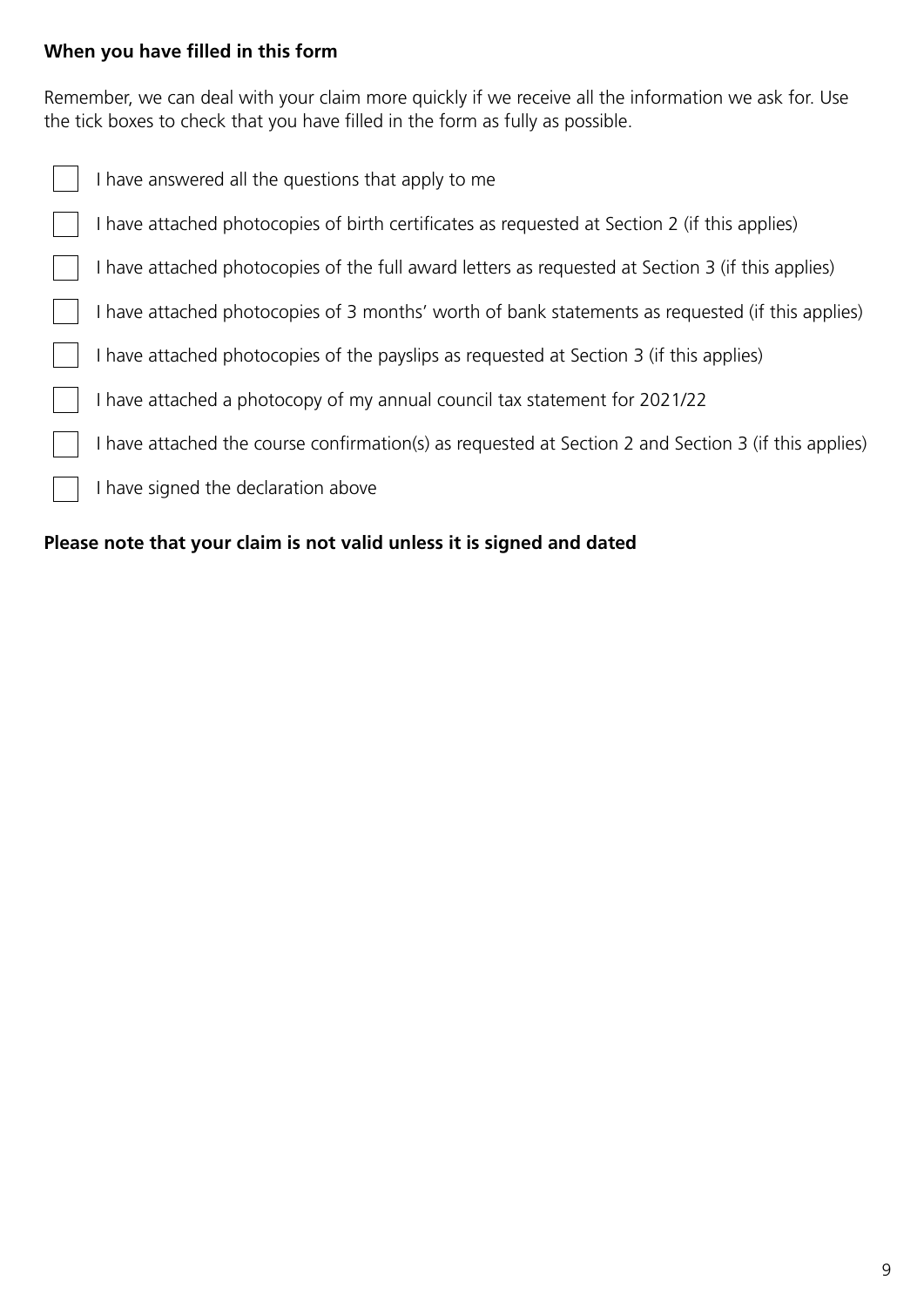**When you have filled in this form**

Remember, we can deal with your claim more quickly if we receive all the information we ask for. Use the tick boxes to check that you have filled in the form as fully as possible.

- [ ] I have answered all the questions that apply to me
- [ ] I have attached photocopies of birth certificates as requested at Section 2 (if this applies)
- [ ] I have attached photocopies of the full award letters as requested at Section 3 (if this applies)
- [ ] I have attached photocopies of 3 months' worth of bank statements as requested (if this applies)
- [ ] I have attached photocopies of the payslips as requested at Section 3 (if this applies)
- [ ] I have attached a photocopy of my annual council tax statement for 2021/22
- [ ] I have attached the course confirmation(s) as requested at Section 2 and Section 3 (if this applies)
- [ ] I have signed the declaration above

**Please note that your claim is not valid unless it is signed and dated**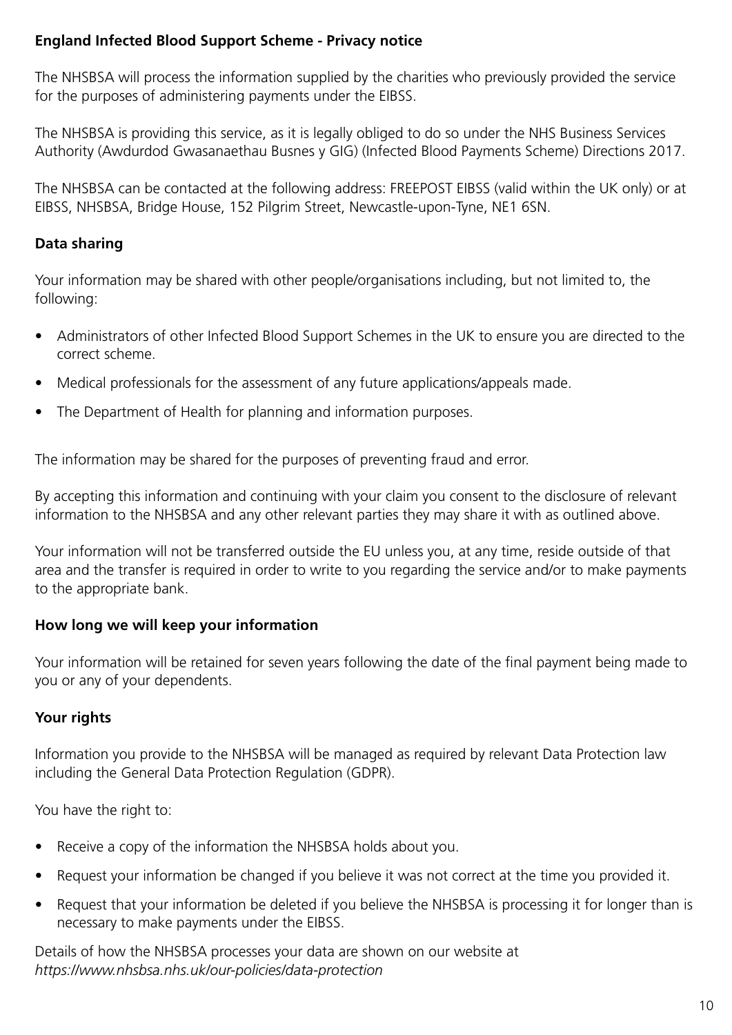## England Infected Blood Support Scheme - Privacy notice

The NHSBSA will process the information supplied by the charities who previously provided the service for the purposes of administering payments under the EIBSS.

The NHSBSA is providing this service, as it is legally obliged to do so under the NHS Business Services Authority (Awdurdod Gwasanaethau Busnes y GIG) (Infected Blood Payments Scheme) Directions 2017.

The NHSBSA can be contacted at the following address: FREEPOST EIBSS (valid within the UK only) or at EIBSS, NHSBSA, Bridge House, 152 Pilgrim Street, Newcastle-upon-Tyne, NE1 6SN.

### Data sharing

Your information may be shared with other people/organisations including, but not limited to, the following:

- Administrators of other Infected Blood Support Schemes in the UK to ensure you are directed to the correct scheme.
- Medical professionals for the assessment of any future applications/appeals made.
- The Department of Health for planning and information purposes.

The information may be shared for the purposes of preventing fraud and error.

By accepting this information and continuing with your claim you consent to the disclosure of relevant information to the NHSBSA and any other relevant parties they may share it with as outlined above.

Your information will not be transferred outside the EU unless you, at any time, reside outside of that area and the transfer is required in order to write to you regarding the service and/or to make payments to the appropriate bank.

### How long we will keep your information

Your information will be retained for seven years following the date of the final payment being made to you or any of your dependents.

### Your rights

Information you provide to the NHSBSA will be managed as required by relevant Data Protection law including the General Data Protection Regulation (GDPR).

You have the right to:

- Receive a copy of the information the NHSBSA holds about you.
- Request your information be changed if you believe it was not correct at the time you provided it.
- Request that your information be deleted if you believe the NHSBSA is processing it for longer than is necessary to make payments under the EIBSS.

Details of how the NHSBSA processes your data are shown on our website at *https://www.nhsbsa.nhs.uk/our-policies/data-protection*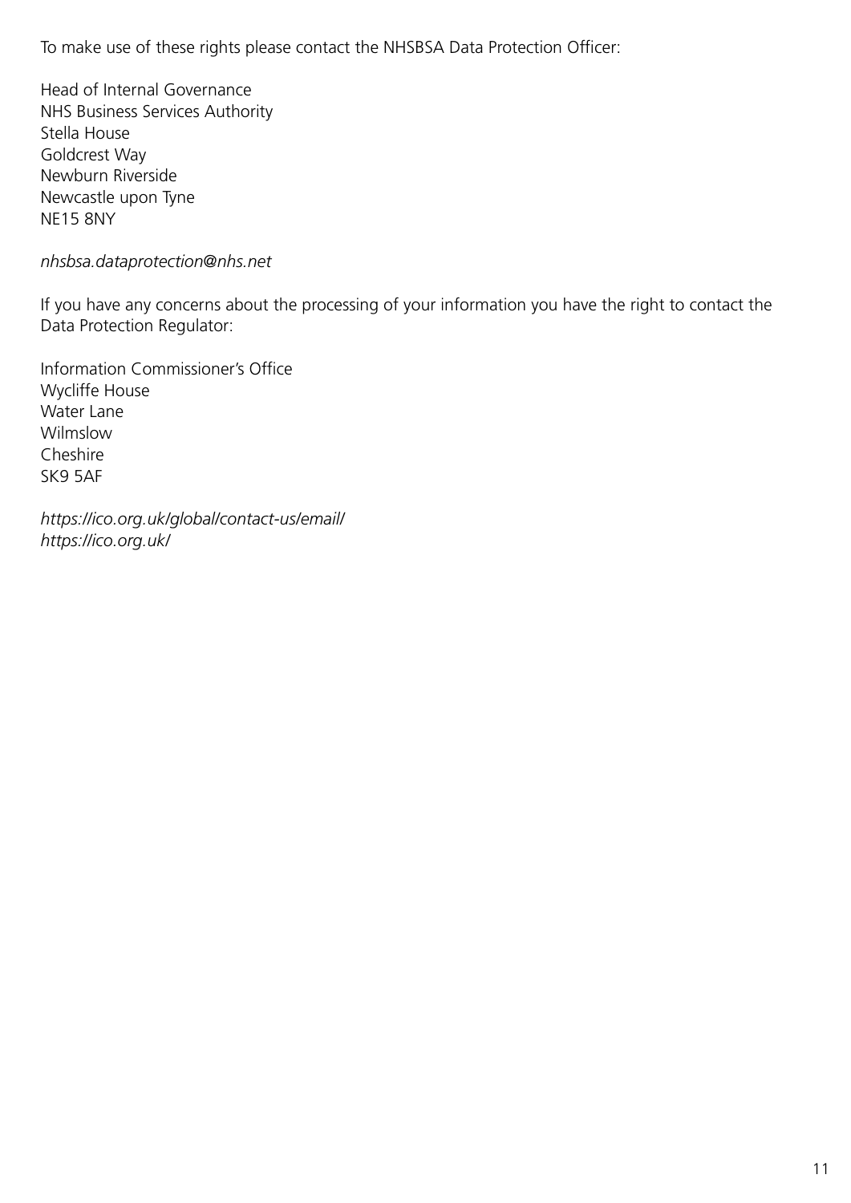To make use of these rights please contact the NHSBSA Data Protection Officer:

Head of Internal Governance
NHS Business Services Authority
Stella House
Goldcrest Way
Newburn Riverside
Newcastle upon Tyne
NE15 8NY

*nhsbsa.dataprotection@nhs.net*

If you have any concerns about the processing of your information you have the right to contact the Data Protection Regulator:

Information Commissioner's Office
Wycliffe House
Water Lane
Wilmslow
Cheshire
SK9 5AF

*https://ico.org.uk/global/contact-us/email/*
*https://ico.org.uk/*